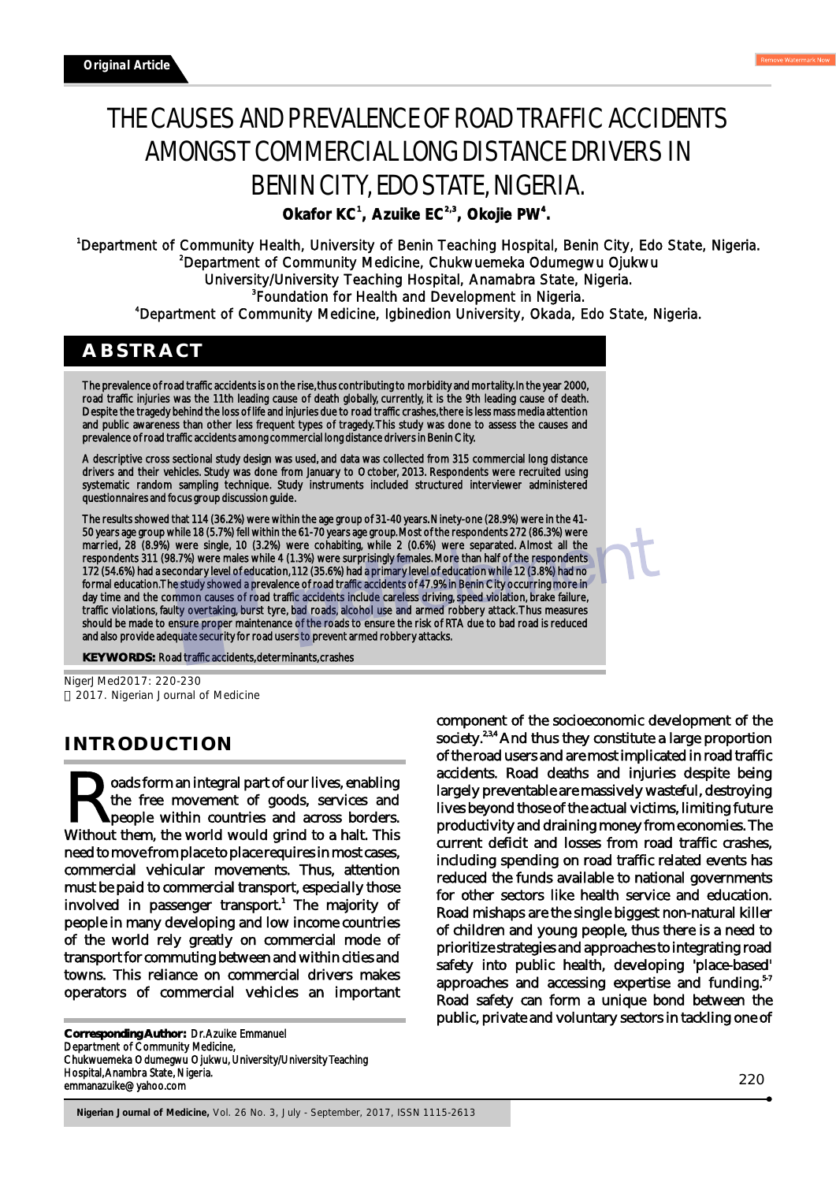Original Article

# THE CAUSES AND PREVALENCE OF ROAD TRAFFIC ACCIDENTS AMONGST COMMERCIAL LONG DISTANCE DRIVERS IN BENIN CITY, EDO STATE, NIGERIA.

**Okafor KC[1], Azuike EC[2,3], Okojie PW[4].**

[1]Department of Community Health, University of Benin Teaching Hospital, Benin City, Edo State, Nigeria.
[2]Department of Community Medicine, Chukwuemeka Odumegwu Ojukwu University/University Teaching Hospital, Anambra State, Nigeria.
[3]Foundation for Health and Development in Nigeria.
[4]Department of Community Medicine, Igbinedion University, Okada, Edo State, Nigeria.

## ABSTRACT

The prevalence of road traffic accidents is on the rise, thus contributing to morbidity and mortality. In the year 2000, road traffic injuries was the 11th leading cause of death globally, currently, it is the 9th leading cause of death. Despite the tragedy behind the loss of life and injuries due to road traffic crashes, there is less mass media attention and public awareness than other less frequent types of tragedy. This study was done to assess the causes and prevalence of road traffic accidents among commercial long distance drivers in Benin City.

A descriptive cross sectional study design was used, and data was collected from 315 commercial long distance drivers and their vehicles. Study was done from January to October, 2013. Respondents were recruited using systematic random sampling technique. Study instruments included structured interviewer administered questionnaires and focus group discussion guide.

The results showed that 114 (36.2%) were within the age group of 31-40 years. Ninety-one (28.9%) were in the 41-50 years age group while 18 (5.7%) fell within the 61-70 years age group. Most of the respondents 272 (86.3%) were married, 28 (8.9%) were single, 10 (3.2%) were cohabiting, while 2 (0.6%) were separated. Almost all the respondents 311 (98.7%) were males while 4 (1.3%) were surprisingly females. More than half of the respondents 172 (54.6%) had a secondary level of education, 112 (35.6%) had a primary level of education while 12 (3.8%) had no formal education. The study showed a prevalence of road traffic accidents of 47.9% in Benin City occurring more in day time and the common causes of road traffic accidents include careless driving, speed violation, brake failure, traffic violations, faulty overtaking, burst tyre, bad roads, alcohol use and armed robbery attack. Thus measures should be made to ensure proper maintenance of the roads to ensure the risk of RTA due to bad road is reduced and also provide adequate security for road users to prevent armed robbery attacks.

**KEYWORDS:** Road traffic accidents, determinants, crashes

NigerJMed2017: 220-230
© 2017. Nigerian Journal of Medicine

## INTRODUCTION

Roads form an integral part of our lives, enabling the free movement of goods, services and people within countries and across borders. Without them, the world would grind to a halt. This need to move from place to place requires in most cases, commercial vehicular movements. Thus, attention must be paid to commercial transport, especially those involved in passenger transport.[1] The majority of people in many developing and low income countries of the world rely greatly on commercial mode of transport for commuting between and within cities and towns. This reliance on commercial drivers makes operators of commercial vehicles an important component of the socioeconomic development of the society.[2,3,4] And thus they constitute a large proportion of the road users and are most implicated in road traffic accidents. Road deaths and injuries despite being largely preventable are massively wasteful, destroying lives beyond those of the actual victims, limiting future productivity and draining money from economies. The current deficit and losses from road traffic crashes, including spending on road traffic related events has reduced the funds available to national governments for other sectors like health service and education. Road mishaps are the single biggest non-natural killer of children and young people, thus there is a need to prioritize strategies and approaches to integrating road safety into public health, developing 'place-based' approaches and accessing expertise and funding.[5-7] Road safety can form a unique bond between the public, private and voluntary sectors in tackling one of

**Corresponding Author:** Dr. Azuike Emmanuel
Department of Community Medicine,
Chukwuemeka Odumegwu Ojukwu, University/University Teaching Hospital, Anambra State, Nigeria.
emmanazuike@yahoo.com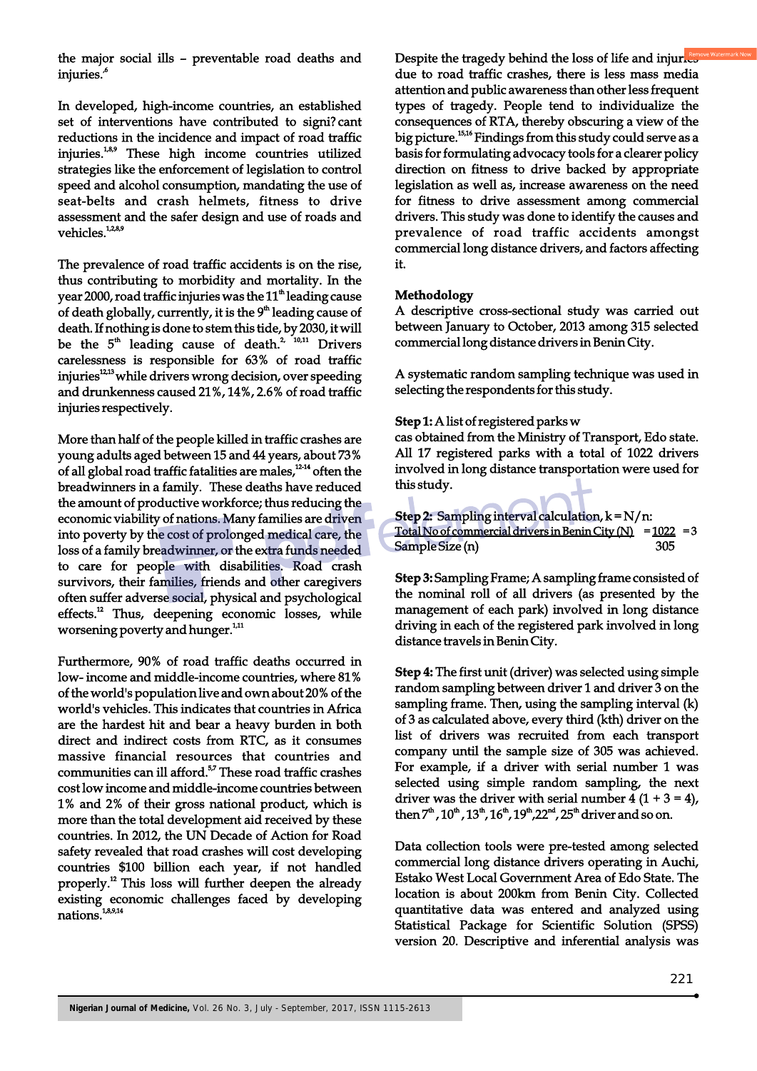the major social ills – preventable road deaths and injuries.[6]

In developed, high-income countries, an established set of interventions have contributed to signi?cant reductions in the incidence and impact of road traffic injuries.[1,8,9] These high income countries utilized strategies like the enforcement of legislation to control speed and alcohol consumption, mandating the use of seat-belts and crash helmets, fitness to drive assessment and the safer design and use of roads and vehicles.[1,2,8,9]

The prevalence of road traffic accidents is on the rise, thus contributing to morbidity and mortality. In the year 2000, road traffic injuries was the 11th leading cause of death globally, currently, it is the 9th leading cause of death. If nothing is done to stem this tide, by 2030, it will be the 5th leading cause of death.[2,10,11] Drivers carelessness is responsible for 63% of road traffic injuries[12,13] while drivers wrong decision, over speeding and drunkenness caused 21%, 14%, 2.6% of road traffic injuries respectively.

More than half of the people killed in traffic crashes are young adults aged between 15 and 44 years, about 73% of all global road traffic fatalities are males,[12-14] often the breadwinners in a family. These deaths have reduced the amount of productive workforce; thus reducing the economic viability of nations. Many families are driven into poverty by the cost of prolonged medical care, the loss of a family breadwinner, or the extra funds needed to care for people with disabilities. Road crash survivors, their families, friends and other caregivers often suffer adverse social, physical and psychological effects.[12] Thus, deepening economic losses, while worsening poverty and hunger.[1,11]

Furthermore, 90% of road traffic deaths occurred in low- income and middle-income countries, where 81% of the world's population live and own about 20% of the world's vehicles. This indicates that countries in Africa are the hardest hit and bear a heavy burden in both direct and indirect costs from RTC, as it consumes massive financial resources that countries and communities can ill afford.[5,7] These road traffic crashes cost low income and middle-income countries between 1% and 2% of their gross national product, which is more than the total development aid received by these countries. In 2012, the UN Decade of Action for Road safety revealed that road crashes will cost developing countries $100 billion each year, if not handled properly.[12] This loss will further deepen the already existing economic challenges faced by developing nations.[1,8,9,14]

Despite the tragedy behind the loss of life and injuries due to road traffic crashes, there is less mass media attention and public awareness than other less frequent types of tragedy. People tend to individualize the consequences of RTA, thereby obscuring a view of the big picture.[15,16] Findings from this study could serve as a basis for formulating advocacy tools for a clearer policy direction on fitness to drive backed by appropriate legislation as well as, increase awareness on the need for fitness to drive assessment among commercial drivers. This study was done to identify the causes and prevalence of road traffic accidents amongst commercial long distance drivers, and factors affecting it.

## Methodology

A descriptive cross-sectional study was carried out between January to October, 2013 among 315 selected commercial long distance drivers in Benin City.

A systematic random sampling technique was used in selecting the respondents for this study.

**Step 1:** A list of registered parks w
cas obtained from the Ministry of Transport, Edo state. All 17 registered parks with a total of 1022 drivers involved in long distance transportation were used for this study.

**Step 2:** Sampling interval calculation, k = N/n:

$$k = \frac{\text{Total No of commercial drivers in Benin City (N)}}{\text{Sample Size (n)}} = \frac{1022}{305} = 3$$

**Step 3:** Sampling Frame; A sampling frame consisted of the nominal roll of all drivers (as presented by the management of each park) involved in long distance driving in each of the registered park involved in long distance travels in Benin City.

**Step 4:** The first unit (driver) was selected using simple random sampling between driver 1 and driver 3 on the sampling frame. Then, using the sampling interval (k) of 3 as calculated above, every third (kth) driver on the list of drivers was recruited from each transport company until the sample size of 305 was achieved. For example, if a driver with serial number 1 was selected using simple random sampling, the next driver was the driver with serial number 4 (1 + 3 = 4), then 7th, 10th, 13th, 16th, 19th, 22nd, 25th driver and so on.

Data collection tools were pre-tested among selected commercial long distance drivers operating in Auchi, Estako West Local Government Area of Edo State. The location is about 200km from Benin City. Collected quantitative data was entered and analyzed using Statistical Package for Scientific Solution (SPSS) version 20. Descriptive and inferential analysis was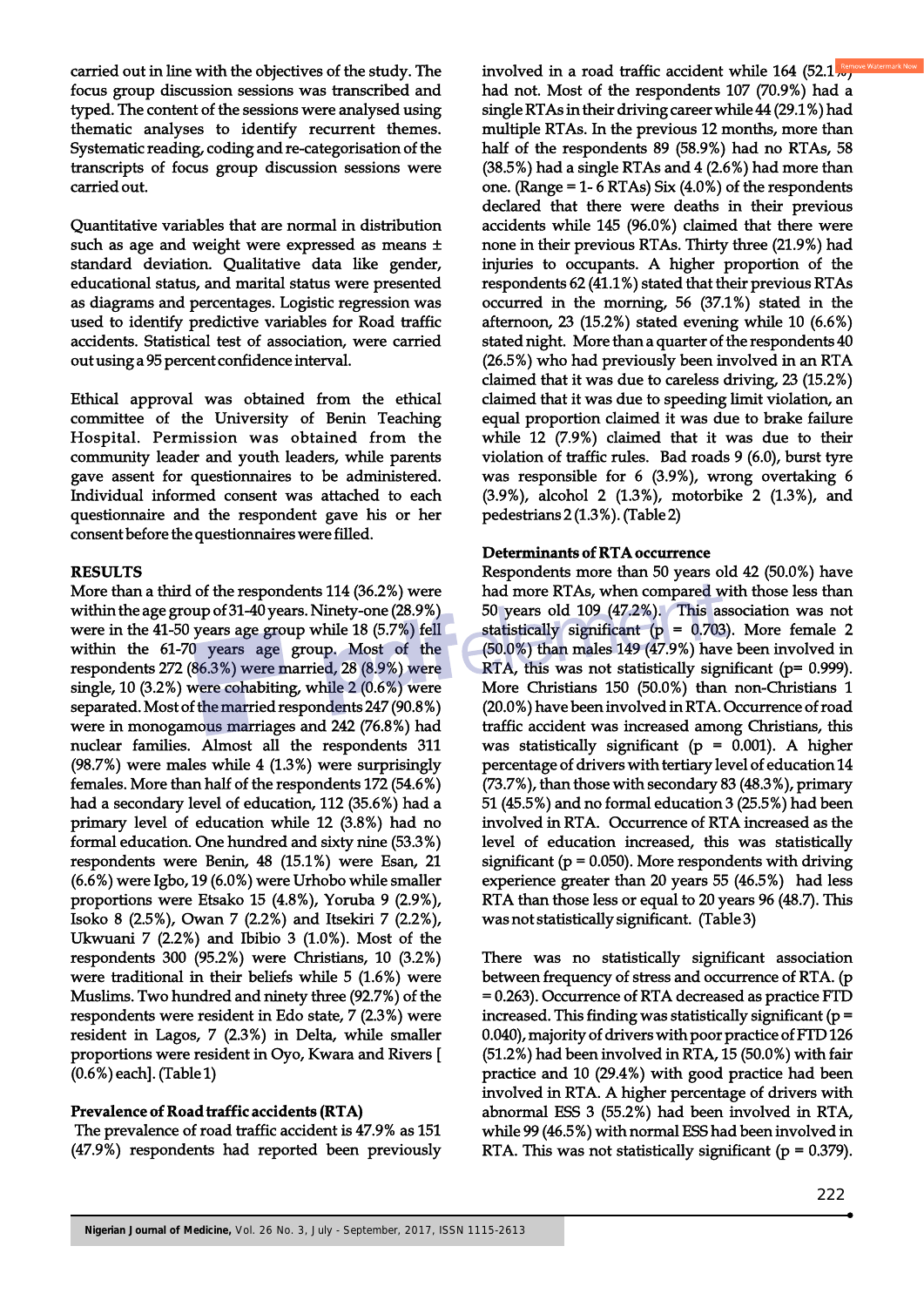carried out in line with the objectives of the study. The focus group discussion sessions was transcribed and typed. The content of the sessions were analysed using thematic analyses to identify recurrent themes. Systematic reading, coding and re-categorisation of the transcripts of focus group discussion sessions were carried out.

Quantitative variables that are normal in distribution such as age and weight were expressed as means ± standard deviation. Qualitative data like gender, educational status, and marital status were presented as diagrams and percentages. Logistic regression was used to identify predictive variables for Road traffic accidents. Statistical test of association, were carried out using a 95 percent confidence interval.

Ethical approval was obtained from the ethical committee of the University of Benin Teaching Hospital. Permission was obtained from the community leader and youth leaders, while parents gave assent for questionnaires to be administered. Individual informed consent was attached to each questionnaire and the respondent gave his or her consent before the questionnaires were filled.

## RESULTS

More than a third of the respondents 114 (36.2%) were within the age group of 31-40 years. Ninety-one (28.9%) were in the 41-50 years age group while 18 (5.7%) fell within the 61-70 years age group. Most of the respondents 272 (86.3%) were married, 28 (8.9%) were single, 10 (3.2%) were cohabiting, while 2 (0.6%) were separated. Most of the married respondents 247 (90.8%) were in monogamous marriages and 242 (76.8%) had nuclear families. Almost all the respondents 311 (98.7%) were males while 4 (1.3%) were surprisingly females. More than half of the respondents 172 (54.6%) had a secondary level of education, 112 (35.6%) had a primary level of education while 12 (3.8%) had no formal education. One hundred and sixty nine (53.3%) respondents were Benin, 48 (15.1%) were Esan, 21 (6.6%) were Igbo, 19 (6.0%) were Urhobo while smaller proportions were Etsako 15 (4.8%), Yoruba 9 (2.9%), Isoko 8 (2.5%), Owan 7 (2.2%) and Itsekiri 7 (2.2%), Ukwuani 7 (2.2%) and Ibibio 3 (1.0%). Most of the respondents 300 (95.2%) were Christians, 10 (3.2%) were traditional in their beliefs while 5 (1.6%) were Muslims. Two hundred and ninety three (92.7%) of the respondents were resident in Edo state, 7 (2.3%) were resident in Lagos, 7 (2.3%) in Delta, while smaller proportions were resident in Oyo, Kwara and Rivers [ (0.6%) each]. (Table 1)

### Prevalence of Road traffic accidents (RTA)

The prevalence of road traffic accident is 47.9% as 151 (47.9%) respondents had reported been previously involved in a road traffic accident while 164 (52.1%) had not. Most of the respondents 107 (70.9%) had a single RTAs in their driving career while 44 (29.1%) had multiple RTAs. In the previous 12 months, more than half of the respondents 89 (58.9%) had no RTAs, 58 (38.5%) had a single RTAs and 4 (2.6%) had more than one. (Range = 1- 6 RTAs) Six (4.0%) of the respondents declared that there were deaths in their previous accidents while 145 (96.0%) claimed that there were none in their previous RTAs. Thirty three (21.9%) had injuries to occupants. A higher proportion of the respondents 62 (41.1%) stated that their previous RTAs occurred in the morning, 56 (37.1%) stated in the afternoon, 23 (15.2%) stated evening while 10 (6.6%) stated night. More than a quarter of the respondents 40 (26.5%) who had previously been involved in an RTA claimed that it was due to careless driving, 23 (15.2%) claimed that it was due to speeding limit violation, an equal proportion claimed it was due to brake failure while 12 (7.9%) claimed that it was due to their violation of traffic rules. Bad roads 9 (6.0), burst tyre was responsible for 6 (3.9%), wrong overtaking 6 (3.9%), alcohol 2 (1.3%), motorbike 2 (1.3%), and pedestrians 2 (1.3%). (Table 2)

### Determinants of RTA occurrence

Respondents more than 50 years old 42 (50.0%) have had more RTAs, when compared with those less than 50 years old 109 (47.2%). This association was not statistically significant (p = 0.703). More female 2 (50.0%) than males 149 (47.9%) have been involved in RTA, this was not statistically significant (p= 0.999). More Christians 150 (50.0%) than non-Christians 1 (20.0%) have been involved in RTA. Occurrence of road traffic accident was increased among Christians, this was statistically significant (p = 0.001). A higher percentage of drivers with tertiary level of education 14 (73.7%), than those with secondary 83 (48.3%), primary 51 (45.5%) and no formal education 3 (25.5%) had been involved in RTA. Occurrence of RTA increased as the level of education increased, this was statistically significant (p = 0.050). More respondents with driving experience greater than 20 years 55 (46.5%) had less RTA than those less or equal to 20 years 96 (48.7). This was not statistically significant. (Table 3)

There was no statistically significant association between frequency of stress and occurrence of RTA. (p = 0.263). Occurrence of RTA decreased as practice FTD increased. This finding was statistically significant (p = 0.040), majority of drivers with poor practice of FTD 126 (51.2%) had been involved in RTA, 15 (50.0%) with fair practice and 10 (29.4%) with good practice had been involved in RTA. A higher percentage of drivers with abnormal ESS 3 (55.2%) had been involved in RTA, while 99 (46.5%) with normal ESS had been involved in RTA. This was not statistically significant (p = 0.379).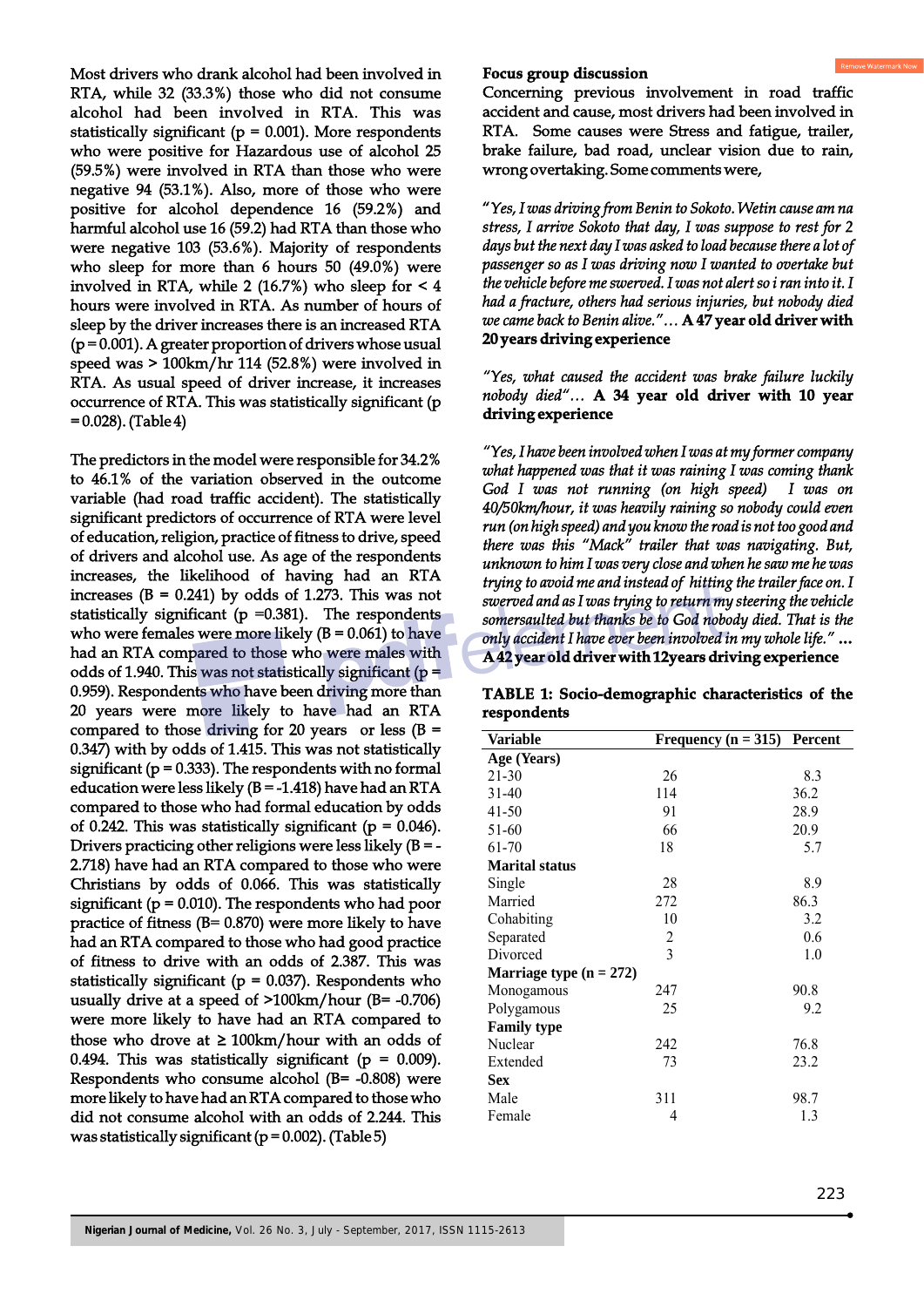Most drivers who drank alcohol had been involved in RTA, while 32 (33.3%) those who did not consume alcohol had been involved in RTA. This was statistically significant (p = 0.001). More respondents who were positive for Hazardous use of alcohol 25 (59.5%) were involved in RTA than those who were negative 94 (53.1%). Also, more of those who were positive for alcohol dependence 16 (59.2%) and harmful alcohol use 16 (59.2) had RTA than those who were negative 103 (53.6%). Majority of respondents who sleep for more than 6 hours 50 (49.0%) were involved in RTA, while 2 (16.7%) who sleep for < 4 hours were involved in RTA. As number of hours of sleep by the driver increases there is an increased RTA (p = 0.001). A greater proportion of drivers whose usual speed was > 100km/hr 114 (52.8%) were involved in RTA. As usual speed of driver increase, it increases occurrence of RTA. This was statistically significant (p = 0.028). (Table 4)

The predictors in the model were responsible for 34.2% to 46.1% of the variation observed in the outcome variable (had road traffic accident). The statistically significant predictors of occurrence of RTA were level of education, religion, practice of fitness to drive, speed of drivers and alcohol use. As age of the respondents increases, the likelihood of having had an RTA increases (B = 0.241) by odds of 1.273. This was not statistically significant (p =0.381). The respondents who were females were more likely (B = 0.061) to have had an RTA compared to those who were males with odds of 1.940. This was not statistically significant (p = 0.959). Respondents who have been driving more than 20 years were more likely to have had an RTA compared to those driving for 20 years or less (B = 0.347) with by odds of 1.415. This was not statistically significant (p = 0.333). The respondents with no formal education were less likely (B = -1.418) have had an RTA compared to those who had formal education by odds of 0.242. This was statistically significant (p = 0.046). Drivers practicing other religions were less likely (B = -2.718) have had an RTA compared to those who were Christians by odds of 0.066. This was statistically significant (p = 0.010). The respondents who had poor practice of fitness (B= 0.870) were more likely to have had an RTA compared to those who had good practice of fitness to drive with an odds of 2.387. This was statistically significant (p = 0.037). Respondents who usually drive at a speed of >100km/hour (B= -0.706) were more likely to have had an RTA compared to those who drove at ≥ 100km/hour with an odds of 0.494. This was statistically significant (p = 0.009). Respondents who consume alcohol (B= -0.808) were more likely to have had an RTA compared to those who did not consume alcohol with an odds of 2.244. This was statistically significant (p = 0.002). (Table 5)

**Focus group discussion**

Concerning previous involvement in road traffic accident and cause, most drivers had been involved in RTA. Some causes were Stress and fatigue, trailer, brake failure, bad road, unclear vision due to rain, wrong overtaking. Some comments were,

*"Yes, I was driving from Benin to Sokoto. Wetin cause am na stress, I arrive Sokoto that day, I was suppose to rest for 2 days but the next day I was asked to load because there a lot of passenger so as I was driving now I wanted to overtake but the vehicle before me swerved. I was not alert so i ran into it. I had a fracture, others had serious injuries, but nobody died we came back to Benin alive."*… **A 47 year old driver with 20 years driving experience**

*"Yes, what caused the accident was brake failure luckily nobody died"*… **A 34 year old driver with 10 year driving experience**

*"Yes, I have been involved when I was at my former company what happened was that it was raining I was coming thank God I was not running (on high speed) I was on 40/50km/hour, it was heavily raining so nobody could even run (on high speed) and you know the road is not too good and there was this "Mack" trailer that was navigating. But, unknown to him I was very close and when he saw me he was trying to avoid me and instead of hitting the trailer face on. I swerved and as I was trying to return my steering the vehicle somersaulted but thanks be to God nobody died. That is the only accident I have ever been involved in my whole life."* **… A 42 year old driver with 12years driving experience**

**TABLE 1: Socio-demographic characteristics of the respondents**

| Variable | Frequency (n = 315) | Percent |
|---|---|---|
| **Age (Years)** | | |
| 21-30 | 26 | 8.3 |
| 31-40 | 114 | 36.2 |
| 41-50 | 91 | 28.9 |
| 51-60 | 66 | 20.9 |
| 61-70 | 18 | 5.7 |
| **Marital status** | | |
| Single | 28 | 8.9 |
| Married | 272 | 86.3 |
| Cohabiting | 10 | 3.2 |
| Separated | 2 | 0.6 |
| Divorced | 3 | 1.0 |
| **Marriage type (n = 272)** | | |
| Monogamous | 247 | 90.8 |
| Polygamous | 25 | 9.2 |
| **Family type** | | |
| Nuclear | 242 | 76.8 |
| Extended | 73 | 23.2 |
| **Sex** | | |
| Male | 311 | 98.7 |
| Female | 4 | 1.3 |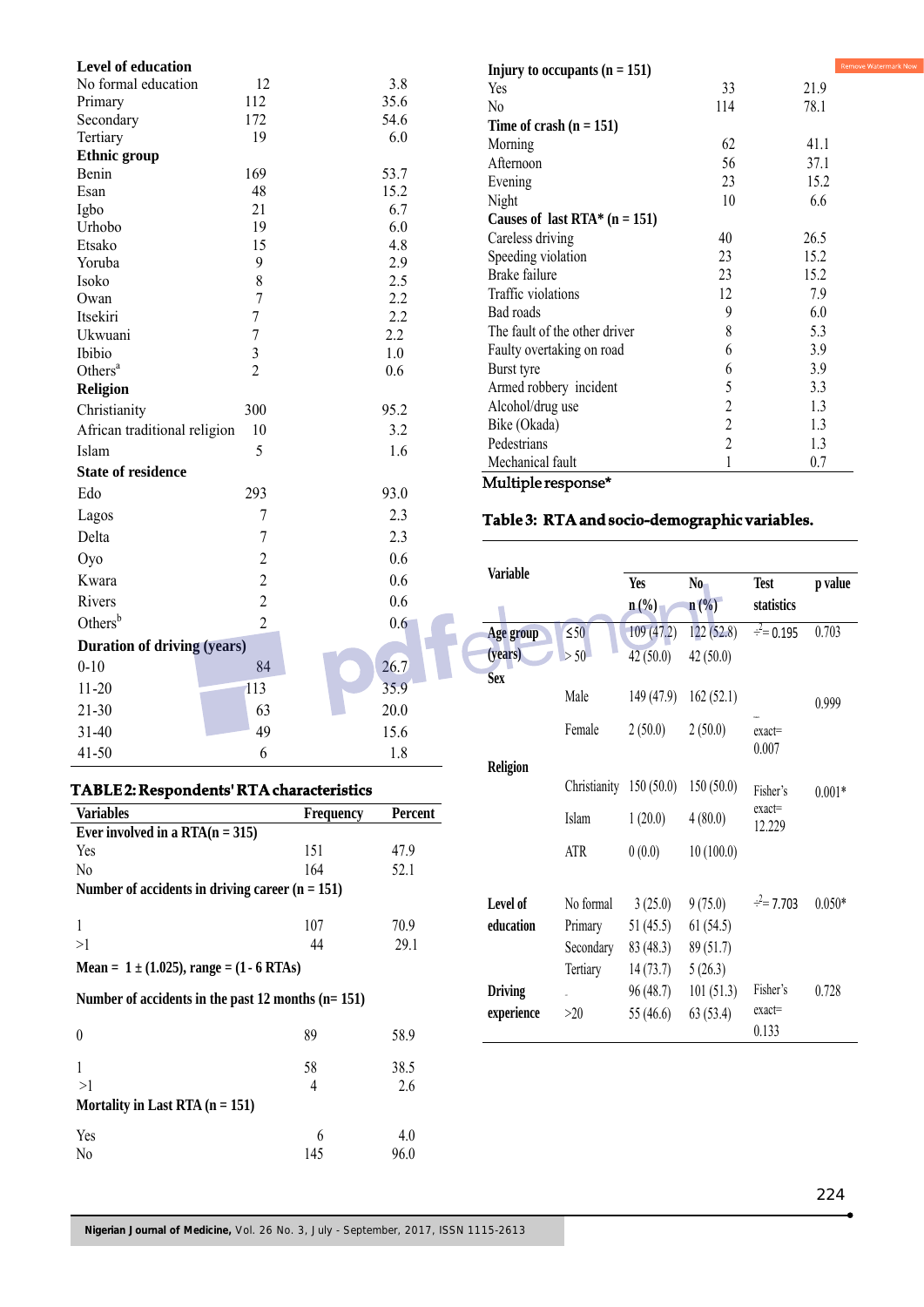| | | |
|---|---|---|
| **Level of education** | | |
| No formal education | 12 | 3.8 |
| Primary | 112 | 35.6 |
| Secondary | 172 | 54.6 |
| Tertiary | 19 | 6.0 |
| **Ethnic group** | | |
| Benin | 169 | 53.7 |
| Esan | 48 | 15.2 |
| Igbo | 21 | 6.7 |
| Urhobo | 19 | 6.0 |
| Etsako | 15 | 4.8 |
| Yoruba | 9 | 2.9 |
| Isoko | 8 | 2.5 |
| Owan | 7 | 2.2 |
| Itsekiri | 7 | 2.2 |
| Ukwuani | 7 | 2.2 |
| Ibibio | 3 | 1.0 |
| Others[a] | 2 | 0.6 |
| **Religion** | | |
| Christianity | 300 | 95.2 |
| African traditional religion | 10 | 3.2 |
| Islam | 5 | 1.6 |
| **State of residence** | | |
| Edo | 293 | 93.0 |
| Lagos | 7 | 2.3 |
| Delta | 7 | 2.3 |
| Oyo | 2 | 0.6 |
| Kwara | 2 | 0.6 |
| Rivers | 2 | 0.6 |
| Others[b] | 2 | 0.6 |
| **Duration of driving (years)** | | |
| 0-10 | 84 | 26.7 |
| 11-20 | 113 | 35.9 |
| 21-30 | 63 | 20.0 |
| 31-40 | 49 | 15.6 |
| 41-50 | 6 | 1.8 |

**TABLE 2: Respondents' RTA characteristics**

| Variables | Frequency | Percent |
|---|---|---|
| **Ever involved in a RTA (n = 315)** | | |
| Yes | 151 | 47.9 |
| No | 164 | 52.1 |
| **Number of accidents in driving career (n = 151)** | | |
| 1 | 107 | 70.9 |
| >1 | 44 | 29.1 |
| **Mean = 1 ± (1.025), range = (1 - 6 RTAs)** | | |
| **Number of accidents in the past 12 months (n= 151)** | | |
| 0 | 89 | 58.9 |
| 1 | 58 | 38.5 |
| >1 | 4 | 2.6 |
| **Mortality in Last RTA (n = 151)** | | |
| Yes | 6 | 4.0 |
| No | 145 | 96.0 |
| **Injury to occupants (n = 151)** | | |
| Yes | 33 | 21.9 |
| No | 114 | 78.1 |
| **Time of crash (n = 151)** | | |
| Morning | 62 | 41.1 |
| Afternoon | 56 | 37.1 |
| Evening | 23 | 15.2 |
| Night | 10 | 6.6 |
| **Causes of last RTA* (n = 151)** | | |
| Careless driving | 40 | 26.5 |
| Speeding violation | 23 | 15.2 |
| Brake failure | 23 | 15.2 |
| Traffic violations | 12 | 7.9 |
| Bad roads | 9 | 6.0 |
| The fault of the other driver | 8 | 5.3 |
| Faulty overtaking on road | 6 | 3.9 |
| Burst tyre | 6 | 3.9 |
| Armed robbery incident | 5 | 3.3 |
| Alcohol/drug use | 2 | 1.3 |
| Bike (Okada) | 2 | 1.3 |
| Pedestrians | 2 | 1.3 |
| Mechanical fault | 1 | 0.7 |

Multiple response*

**Table 3: RTA and socio-demographic variables.**

| Variable | | Yes n (%) | No n (%) | Test statistics | p value |
|---|---|---|---|---|---|
| Age group (years) | ≤50 | 109 (47.2) | 122 (52.8) | $\chi^2$= 0.195 | 0.703 |
| | > 50 | 42 (50.0) | 42 (50.0) | | |
| Sex | Male | 149 (47.9) | 162 (52.1) | Fisher's exact= 0.007 | 0.999 |
| | Female | 2 (50.0) | 2 (50.0) | | |
| Religion | Christianity | 150 (50.0) | 150 (50.0) | Fisher's exact= 12.229 | 0.001* |
| | Islam | 1 (20.0) | 4 (80.0) | | |
| | ATR | 0 (0.0) | 10 (100.0) | | |
| Level of education | No formal | 3 (25.0) | 9 (75.0) | $\chi^2$= 7.703 | 0.050* |
| | Primary | 51 (45.5) | 61 (54.5) | | |
| | Secondary | 83 (48.3) | 89 (51.7) | | |
| | Tertiary | 14 (73.7) | 5 (26.3) | | |
| Driving experience | ≤20 | 96 (48.7) | 101 (51.3) | Fisher's exact= 0.133 | 0.728 |
| | >20 | 55 (46.6) | 63 (53.4) | | |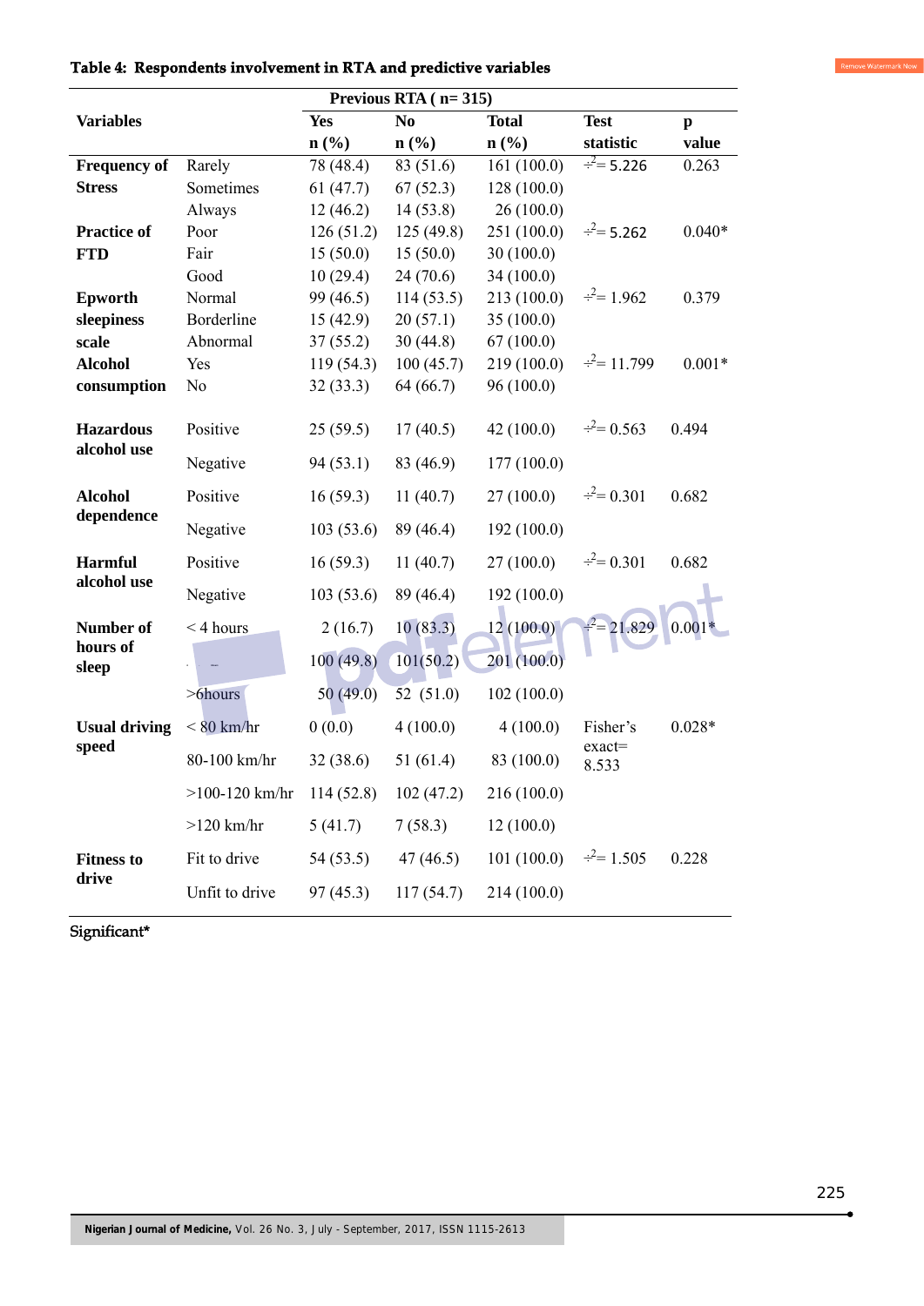**Table 4: Respondents involvement in RTA and predictive variables**

| Variables | | Previous RTA ( n= 315) | | | | |
|---|---|---|---|---|---|---|
| | | Yes n (%) | No n (%) | Total n (%) | Test statistic | p value |
| Frequency of Stress | Rarely | 78 (48.4) | 83 (51.6) | 161 (100.0) | $\chi^2$= 5.226 | 0.263 |
| | Sometimes | 61 (47.7) | 67 (52.3) | 128 (100.0) | | |
| | Always | 12 (46.2) | 14 (53.8) | 26 (100.0) | | |
| Practice of FTD | Poor | 126 (51.2) | 125 (49.8) | 251 (100.0) | $\chi^2$= 5.262 | 0.040* |
| | Fair | 15 (50.0) | 15 (50.0) | 30 (100.0) | | |
| | Good | 10 (29.4) | 24 (70.6) | 34 (100.0) | | |
| Epworth sleepiness scale | Normal | 99 (46.5) | 114 (53.5) | 213 (100.0) | $\chi^2$= 1.962 | 0.379 |
| | Borderline | 15 (42.9) | 20 (57.1) | 35 (100.0) | | |
| | Abnormal | 37 (55.2) | 30 (44.8) | 67 (100.0) | | |
| Alcohol consumption | Yes | 119 (54.3) | 100 (45.7) | 219 (100.0) | $\chi^2$= 11.799 | 0.001* |
| | No | 32 (33.3) | 64 (66.7) | 96 (100.0) | | |
| Hazardous alcohol use | Positive | 25 (59.5) | 17 (40.5) | 42 (100.0) | $\chi^2$= 0.563 | 0.494 |
| | Negative | 94 (53.1) | 83 (46.9) | 177 (100.0) | | |
| Alcohol dependence | Positive | 16 (59.3) | 11 (40.7) | 27 (100.0) | $\chi^2$= 0.301 | 0.682 |
| | Negative | 103 (53.6) | 89 (46.4) | 192 (100.0) | | |
| Harmful alcohol use | Positive | 16 (59.3) | 11 (40.7) | 27 (100.0) | $\chi^2$= 0.301 | 0.682 |
| | Negative | 103 (53.6) | 89 (46.4) | 192 (100.0) | | |
| Number of hours of sleep | < 4 hours | 2 (16.7) | 10 (83.3) | 12 (100.0) | $\chi^2$= 21.829 | 0.001* |
| | | 100 (49.8) | 101(50.2) | 201 (100.0) | | |
| | >6hours | 50 (49.0) | 52 (51.0) | 102 (100.0) | | |
| Usual driving speed | < 80 km/hr | 0 (0.0) | 4 (100.0) | 4 (100.0) | Fisher's exact= 8.533 | 0.028* |
| | 80-100 km/hr | 32 (38.6) | 51 (61.4) | 83 (100.0) | | |
| | >100-120 km/hr | 114 (52.8) | 102 (47.2) | 216 (100.0) | | |
| | >120 km/hr | 5 (41.7) | 7 (58.3) | 12 (100.0) | | |
| Fitness to drive | Fit to drive | 54 (53.5) | 47 (46.5) | 101 (100.0) | $\chi^2$= 1.505 | 0.228 |
| | Unfit to drive | 97 (45.3) | 117 (54.7) | 214 (100.0) | | |

Significant*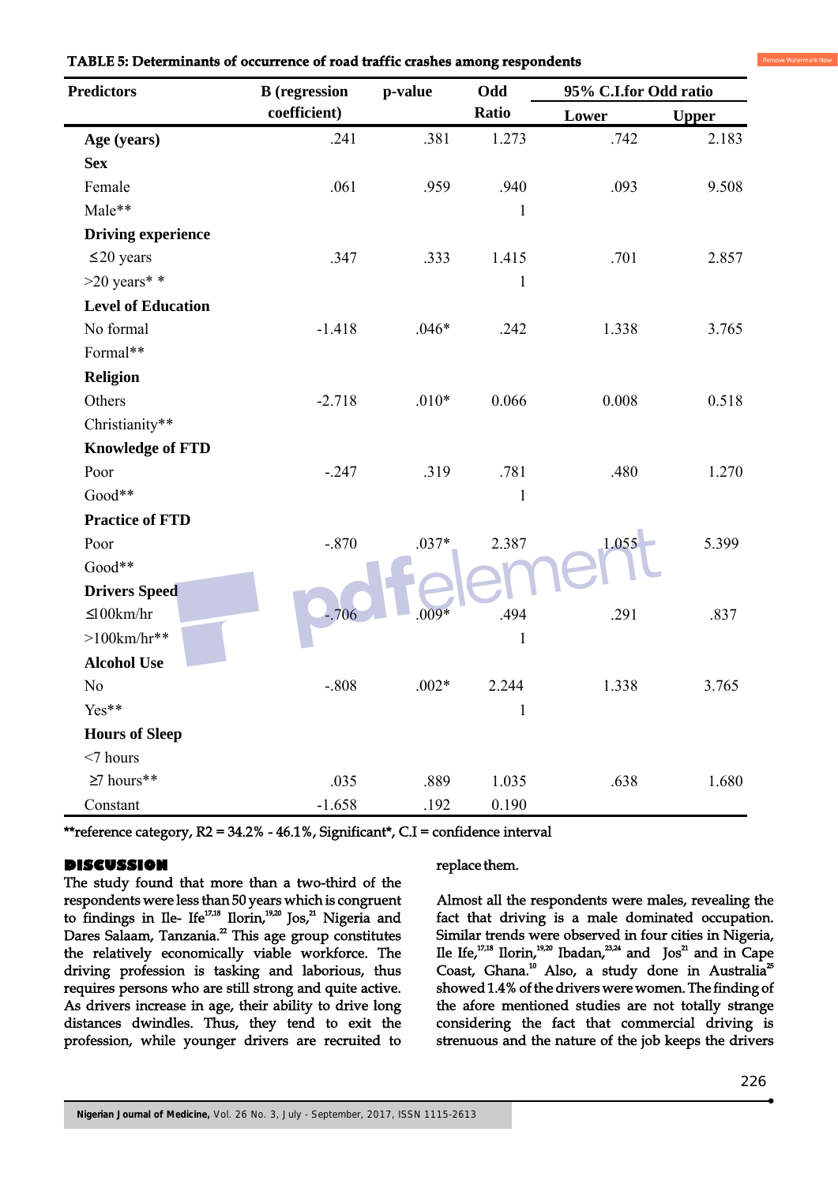**TABLE 5: Determinants of occurrence of road traffic crashes among respondents**

| Predictors | B (regression coefficient) | p-value | Odd Ratio | 95% C.I.for Odd ratio | |
|---|---|---|---|---|---|
| | | | | Lower | Upper |
| **Age (years)** | .241 | .381 | 1.273 | .742 | 2.183 |
| **Sex** | | | | | |
| Female | .061 | .959 | .940 | .093 | 9.508 |
| Male** | | | 1 | | |
| **Driving experience** | | | | | |
| ≤20 years | .347 | .333 | 1.415 | .701 | 2.857 |
| >20 years* * | | | 1 | | |
| **Level of Education** | | | | | |
| No formal | -1.418 | .046* | .242 | 1.338 | 3.765 |
| Formal** | | | | | |
| **Religion** | | | | | |
| Others | -2.718 | .010* | 0.066 | 0.008 | 0.518 |
| Christianity** | | | | | |
| **Knowledge of FTD** | | | | | |
| Poor | -.247 | .319 | .781 | .480 | 1.270 |
| Good** | | | 1 | | |
| **Practice of FTD** | | | | | |
| Poor | -.870 | .037* | 2.387 | 1.055 | 5.399 |
| Good** | | | | | |
| **Drivers Speed** | | | | | |
| ≤100km/hr | -.706 | .009* | .494 | .291 | .837 |
| >100km/hr** | | | 1 | | |
| **Alcohol Use** | | | | | |
| No | -.808 | .002* | 2.244 | 1.338 | 3.765 |
| Yes** | | | 1 | | |
| **Hours of Sleep** | | | | | |
| <7 hours | | | | | |
| ≥7 hours** | .035 | .889 | 1.035 | .638 | 1.680 |
| Constant | -1.658 | .192 | 0.190 | | |

**reference category, R2 = 34.2% - 46.1%, Significant*, C.I = confidence interval

## DISCUSSION

The study found that more than a two-third of the respondents were less than 50 years which is congruent to findings in Ile- Ife[17,18] Ilorin,[19,20] Jos,[21] Nigeria and Dares Salaam, Tanzania.[22] This age group constitutes the relatively economically viable workforce. The driving profession is tasking and laborious, thus requires persons who are still strong and quite active. As drivers increase in age, their ability to drive long distances dwindles. Thus, they tend to exit the profession, while younger drivers are recruited to replace them.

Almost all the respondents were males, revealing the fact that driving is a male dominated occupation. Similar trends were observed in four cities in Nigeria, Ile Ife,[17,18] Ilorin,[19,20] Ibadan,[23,24] and Jos[21] and in Cape Coast, Ghana.[10] Also, a study done in Australia[25] showed 1.4% of the drivers were women. The finding of the afore mentioned studies are not totally strange considering the fact that commercial driving is strenuous and the nature of the job keeps the drivers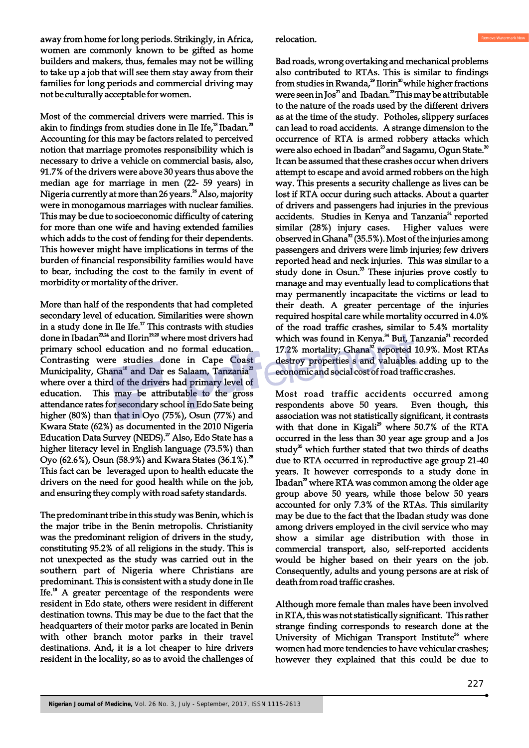away from home for long periods. Strikingly, in Africa, women are commonly known to be gifted as home builders and makers, thus, females may not be willing to take up a job that will see them stay away from their families for long periods and commercial driving may not be culturally acceptable for women.

Most of the commercial drivers were married. This is akin to findings from studies done in Ile Ife,[18] Ibadan.[23] Accounting for this may be factors related to perceived notion that marriage promotes responsibility which is necessary to drive a vehicle on commercial basis, also, 91.7% of the drivers were above 30 years thus above the median age for marriage in men (22- 59 years) in Nigeria currently at more than 26 years.[26] Also, majority were in monogamous marriages with nuclear families. This may be due to socioeconomic difficulty of catering for more than one wife and having extended families which adds to the cost of fending for their dependents. This however might have implications in terms of the burden of financial responsibility families would have to bear, including the cost to the family in event of morbidity or mortality of the driver.

More than half of the respondents that had completed secondary level of education. Similarities were shown in a study done in Ile Ife.[17] This contrasts with studies done in Ibadan[23,24] and Ilorin[19,20] where most drivers had primary school education and no formal education. Contrasting were studies done in Cape Coast Municipality, Ghana[10] and Dar es Salaam, Tanzania[22] where over a third of the drivers had primary level of education. This may be attributable to the gross attendance rates for secondary school in Edo Sate being higher (80%) than that in Oyo (75%), Osun (77%) and Kwara State (62%) as documented in the 2010 Nigeria Education Data Survey (NEDS).[27] Also, Edo State has a higher literacy level in English language (73.5%) than Oyo (62.6%), Osun (58.9%) and Kwara States (36.1%).[28] This fact can be leveraged upon to health educate the drivers on the need for good health while on the job, and ensuring they comply with road safety standards.

The predominant tribe in this study was Benin, which is the major tribe in the Benin metropolis. Christianity was the predominant religion of drivers in the study, constituting 95.2% of all religions in the study. This is not unexpected as the study was carried out in the southern part of Nigeria where Christians are predominant. This is consistent with a study done in Ile Ife.[18] A greater percentage of the respondents were resident in Edo state, others were resident in different destination towns. This may be due to the fact that the headquarters of their motor parks are located in Benin with other branch motor parks in their travel destinations. And, it is a lot cheaper to hire drivers resident in the locality, so as to avoid the challenges of relocation.

Bad roads, wrong overtaking and mechanical problems also contributed to RTAs. This is similar to findings from studies in Rwanda,[29] Ilorin[20] while higher fractions were seen in Jos[21] and Ibadan.[23] This may be attributable to the nature of the roads used by the different drivers as at the time of the study. Potholes, slippery surfaces can lead to road accidents. A strange dimension to the occurrence of RTA is armed robbery attacks which were also echoed in Ibadan[23] and Sagamu, Ogun State.[30] It can be assumed that these crashes occur when drivers attempt to escape and avoid armed robbers on the high way. This presents a security challenge as lives can be lost if RTA occur during such attacks. About a quarter of drivers and passengers had injuries in the previous accidents. Studies in Kenya and Tanzania[31] reported similar (28%) injury cases. Higher values were observed in Ghana[32] (35.5%). Most of the injuries among passengers and drivers were limb injuries; few drivers reported head and neck injuries. This was similar to a study done in Osun.[33] These injuries prove costly to manage and may eventually lead to complications that may permanently incapacitate the victims or lead to their death. A greater percentage of the injuries required hospital care while mortality occurred in 4.0% of the road traffic crashes, similar to 5.4% mortality which was found in Kenya.[34] But, Tanzania[31] recorded 17.2% mortality; Ghana[32] reported 10.9%. Most RTAs destroy properties s and valuables adding up to the economic and social cost of road traffic crashes.

Most road traffic accidents occurred among respondents above 50 years. Even though, this association was not statistically significant, it contrasts with that done in Kigali[29] where 50.7% of the RTA occurred in the less than 30 year age group and a Jos study[35] which further stated that two thirds of deaths due to RTA occurred in reproductive age group 21-40 years. It however corresponds to a study done in Ibadan[23] where RTA was common among the older age group above 50 years, while those below 50 years accounted for only 7.3% of the RTAs. This similarity may be due to the fact that the Ibadan study was done among drivers employed in the civil service who may show a similar age distribution with those in commercial transport, also, self-reported accidents would be higher based on their years on the job. Consequently, adults and young persons are at risk of death from road traffic crashes.

Although more female than males have been involved in RTA, this was not statistically significant. This rather strange finding corresponds to research done at the University of Michigan Transport Institute[36] where women had more tendencies to have vehicular crashes; however they explained that this could be due to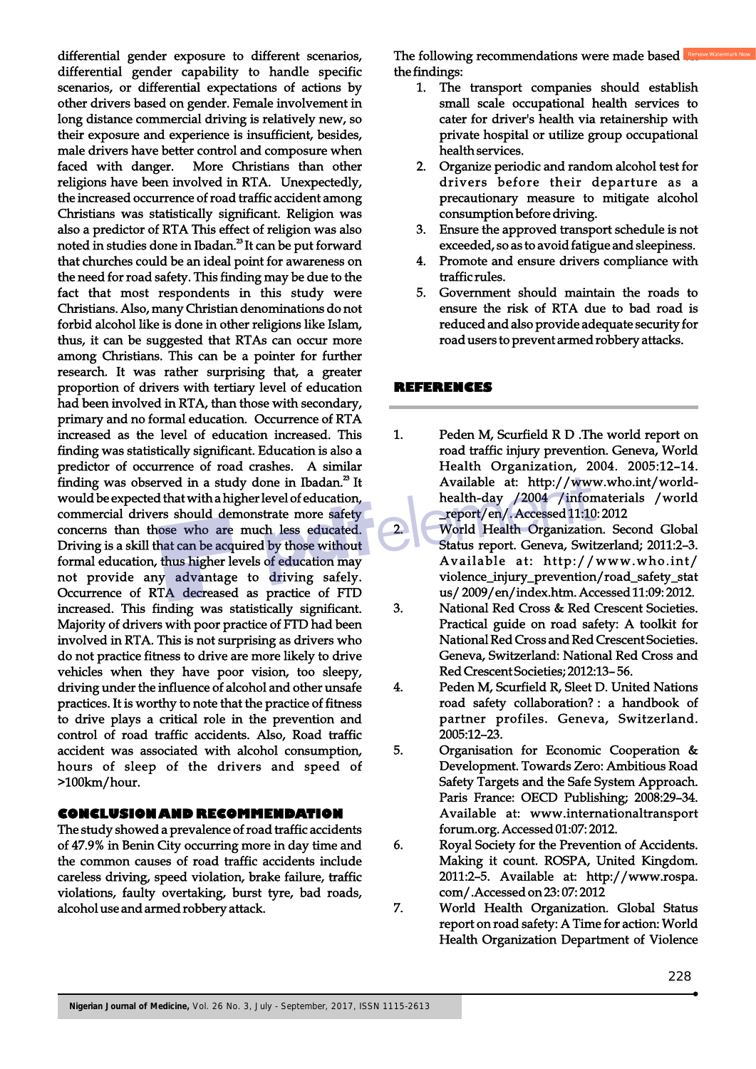differential gender exposure to different scenarios, differential gender capability to handle specific scenarios, or differential expectations of actions by other drivers based on gender. Female involvement in long distance commercial driving is relatively new, so their exposure and experience is insufficient, besides, male drivers have better control and composure when faced with danger. More Christians than other religions have been involved in RTA. Unexpectedly, the increased occurrence of road traffic accident among Christians was statistically significant. Religion was also a predictor of RTA This effect of religion was also noted in studies done in Ibadan.[23] It can be put forward that churches could be an ideal point for awareness on the need for road safety. This finding may be due to the fact that most respondents in this study were Christians. Also, many Christian denominations do not forbid alcohol like is done in other religions like Islam, thus, it can be suggested that RTAs can occur more among Christians. This can be a pointer for further research. It was rather surprising that, a greater proportion of drivers with tertiary level of education had been involved in RTA, than those with secondary, primary and no formal education. Occurrence of RTA increased as the level of education increased. This finding was statistically significant. Education is also a predictor of occurrence of road crashes. A similar finding was observed in a study done in Ibadan.[23] It would be expected that with a higher level of education, commercial drivers should demonstrate more safety concerns than those who are much less educated. Driving is a skill that can be acquired by those without formal education, thus higher levels of education may not provide any advantage to driving safely. Occurrence of RTA decreased as practice of FTD increased. This finding was statistically significant. Majority of drivers with poor practice of FTD had been involved in RTA. This is not surprising as drivers who do not practice fitness to drive are more likely to drive vehicles when they have poor vision, too sleepy, driving under the influence of alcohol and other unsafe practices. It is worthy to note that the practice of fitness to drive plays a critical role in the prevention and control of road traffic accidents. Also, Road traffic accident was associated with alcohol consumption, hours of sleep of the drivers and speed of >100km/hour.

## CONCLUSION AND RECOMMENDATION

The study showed a prevalence of road traffic accidents of 47.9% in Benin City occurring more in day time and the common causes of road traffic accidents include careless driving, speed violation, brake failure, traffic violations, faulty overtaking, burst tyre, bad roads, alcohol use and armed robbery attack.

The following recommendations were made based on the findings:

1. The transport companies should establish small scale occupational health services to cater for driver's health via retainership with private hospital or utilize group occupational health services.
2. Organize periodic and random alcohol test for drivers before their departure as a precautionary measure to mitigate alcohol consumption before driving.
3. Ensure the approved transport schedule is not exceeded, so as to avoid fatigue and sleepiness.
4. Promote and ensure drivers compliance with traffic rules.
5. Government should maintain the roads to ensure the risk of RTA due to bad road is reduced and also provide adequate security for road users to prevent armed robbery attacks.

## REFERENCES

1. Peden M, Scurfield R D .The world report on road traffic injury prevention. Geneva, World Health Organization, 2004. 2005:12–14. Available at: http://www.who.int/world-health-day /2004 /infomaterials /world _report/en/. Accessed 11:10: 2012
2. World Health Organization. Second Global Status report. Geneva, Switzerland; 2011:2–3. Available at: http://www.who.int/ violence_injury_prevention/road_safety_status/ 2009/en/index.htm. Accessed 11:09: 2012.
3. National Red Cross & Red Crescent Societies. Practical guide on road safety: A toolkit for National Red Cross and Red Crescent Societies. Geneva, Switzerland: National Red Cross and Red Crescent Societies; 2012:13– 56.
4. Peden M, Scurfield R, Sleet D. United Nations road safety collaboration? : a handbook of partner profiles. Geneva, Switzerland. 2005:12–23.
5. Organisation for Economic Cooperation & Development. Towards Zero: Ambitious Road Safety Targets and the Safe System Approach. Paris France: OECD Publishing; 2008:29–34. Available at: www.internationaltransportforum.org. Accessed 01:07: 2012.
6. Royal Society for the Prevention of Accidents. Making it count. ROSPA, United Kingdom. 2011:2–5. Available at: http://www.rospa.com/ .Accessed on 23: 07: 2012
7. World Health Organization. Global Status report on road safety: A Time for action: World Health Organization Department of Violence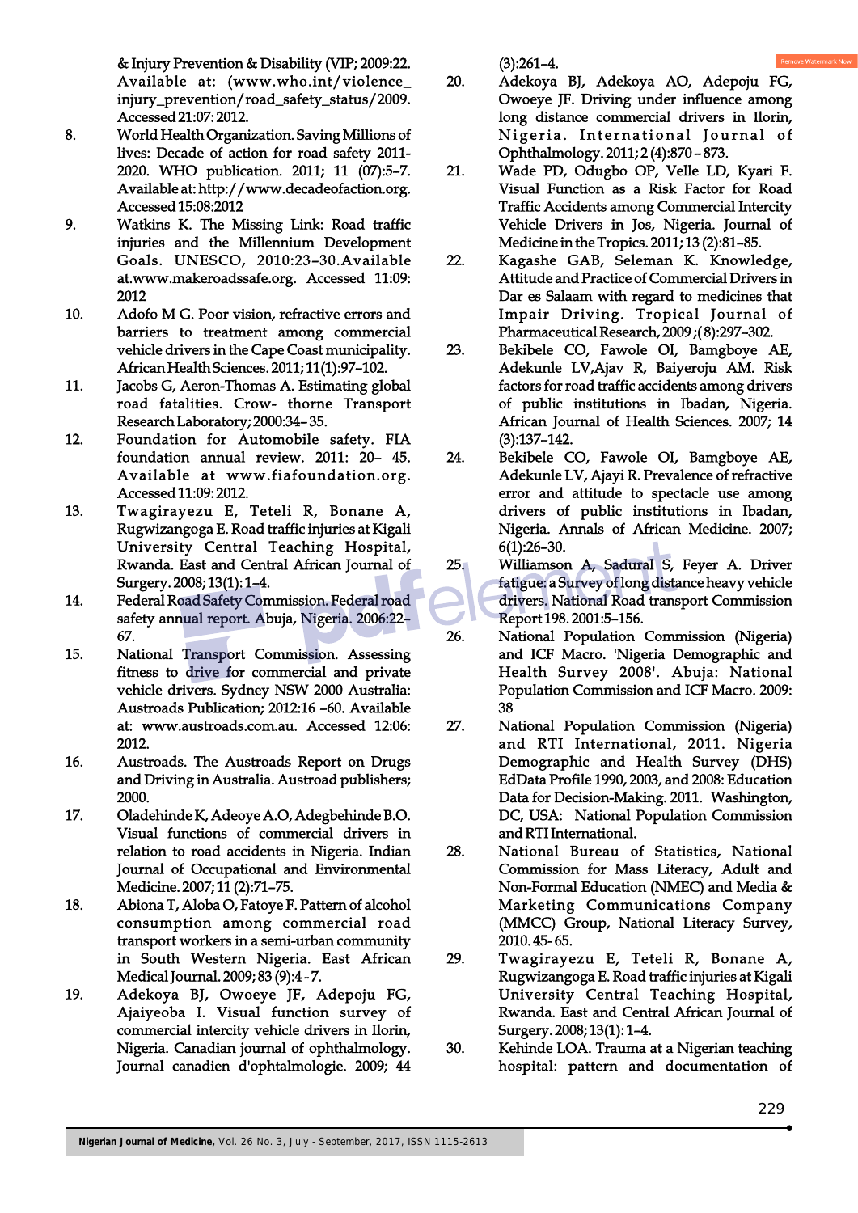& Injury Prevention & Disability (VIP; 2009:22. Available at: (www.who.int/violence_injury_prevention/road_safety_status/2009. Accessed 21:07: 2012.

8. World Health Organization. Saving Millions of lives: Decade of action for road safety 2011-2020. WHO publication. 2011; 11 (07):5–7. Available at: http://www.decadeofaction.org. Accessed 15:08:2012
9. Watkins K. The Missing Link: Road traffic injuries and the Millennium Development Goals. UNESCO, 2010:23–30.Available at.www.makeroadssafe.org. Accessed 11:09: 2012
10. Adofo M G. Poor vision, refractive errors and barriers to treatment among commercial vehicle drivers in the Cape Coast municipality. African Health Sciences. 2011; 11(1):97–102.
11. Jacobs G, Aeron-Thomas A. Estimating global road fatalities. Crow- thorne Transport Research Laboratory; 2000:34– 35.
12. Foundation for Automobile safety. FIA foundation annual review. 2011: 20– 45. Available at www.fiafoundation.org. Accessed 11:09: 2012.
13. Twagirayezu E, Teteli R, Bonane A, Rugwizangoga E. Road traffic injuries at Kigali University Central Teaching Hospital, Rwanda. East and Central African Journal of Surgery. 2008; 13(1): 1–4.
14. Federal Road Safety Commission. Federal road safety annual report. Abuja, Nigeria. 2006:22–67.
15. National Transport Commission. Assessing fitness to drive for commercial and private vehicle drivers. Sydney NSW 2000 Australia: Austroads Publication; 2012:16 –60. Available at: www.austroads.com.au. Accessed 12:06: 2012.
16. Austroads. The Austroads Report on Drugs and Driving in Australia. Austroad publishers; 2000.
17. Oladehinde K, Adeoye A.O, Adegbehinde B.O. Visual functions of commercial drivers in relation to road accidents in Nigeria. Indian Journal of Occupational and Environmental Medicine. 2007; 11 (2):71–75.
18. Abiona T, Aloba O, Fatoye F. Pattern of alcohol consumption among commercial road transport workers in a semi-urban community in South Western Nigeria. East African Medical Journal. 2009; 83 (9):4 - 7.
19. Adekoya BJ, Owoeye JF, Adepoju FG, Ajaiyeoba I. Visual function survey of commercial intercity vehicle drivers in Ilorin, Nigeria. Canadian journal of ophthalmology. Journal canadien d'ophtalmologie. 2009; 44 (3):261–4.
20. Adekoya BJ, Adekoya AO, Adepoju FG, Owoeye JF. Driving under influence among long distance commercial drivers in Ilorin, Nigeria. International Journal of Ophthalmology. 2011; 2 (4):870 – 873.
21. Wade PD, Odugbo OP, Velle LD, Kyari F. Visual Function as a Risk Factor for Road Traffic Accidents among Commercial Intercity Vehicle Drivers in Jos, Nigeria. Journal of Medicine in the Tropics. 2011; 13 (2):81–85.
22. Kagashe GAB, Seleman K. Knowledge, Attitude and Practice of Commercial Drivers in Dar es Salaam with regard to medicines that Impair Driving. Tropical Journal of Pharmaceutical Research, 2009 ;( 8):297–302.
23. Bekibele CO, Fawole OI, Bamgboye AE, Adekunle LV,Ajav R, Baiyeroju AM. Risk factors for road traffic accidents among drivers of public institutions in Ibadan, Nigeria. African Journal of Health Sciences. 2007; 14 (3):137–142.
24. Bekibele CO, Fawole OI, Bamgboye AE, Adekunle LV, Ajayi R. Prevalence of refractive error and attitude to spectacle use among drivers of public institutions in Ibadan, Nigeria. Annals of African Medicine. 2007; 6(1):26–30.
25. Williamson A, Sadural S, Feyer A. Driver fatigue: a Survey of long distance heavy vehicle drivers. National Road transport Commission Report 198. 2001:5–156.
26. National Population Commission (Nigeria) and ICF Macro. 'Nigeria Demographic and Health Survey 2008'. Abuja: National Population Commission and ICF Macro. 2009: 38
27. National Population Commission (Nigeria) and RTI International, 2011. Nigeria Demographic and Health Survey (DHS) EdData Profile 1990, 2003, and 2008: Education Data for Decision-Making. 2011. Washington, DC, USA: National Population Commission and RTI International.
28. National Bureau of Statistics, National Commission for Mass Literacy, Adult and Non-Formal Education (NMEC) and Media & Marketing Communications Company (MMCC) Group, National Literacy Survey, 2010. 45- 65.
29. Twagirayezu E, Teteli R, Bonane A, Rugwizangoga E. Road traffic injuries at Kigali University Central Teaching Hospital, Rwanda. East and Central African Journal of Surgery. 2008; 13(1): 1–4.
30. Kehinde LOA. Trauma at a Nigerian teaching hospital: pattern and documentation of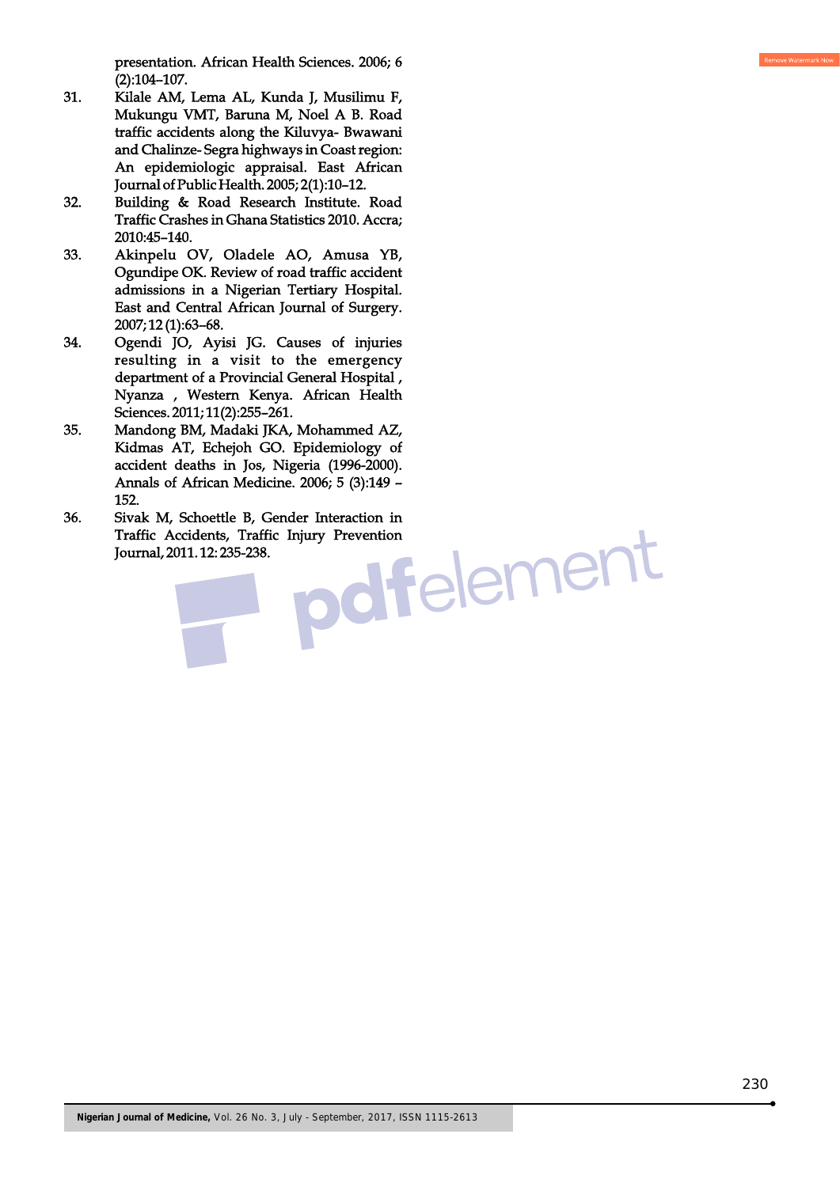presentation. African Health Sciences. 2006; 6 (2):104–107.

31. Kilale AM, Lema AL, Kunda J, Musilimu F, Mukungu VMT, Baruna M, Noel A B. Road traffic accidents along the Kiluvya- Bwawani and Chalinze- Segra highways in Coast region: An epidemiologic appraisal. East African Journal of Public Health. 2005; 2(1):10–12.
32. Building & Road Research Institute. Road Traffic Crashes in Ghana Statistics 2010. Accra; 2010:45–140.
33. Akinpelu OV, Oladele AO, Amusa YB, Ogundipe OK. Review of road traffic accident admissions in a Nigerian Tertiary Hospital. East and Central African Journal of Surgery. 2007; 12 (1):63–68.
34. Ogendi JO, Ayisi JG. Causes of injuries resulting in a visit to the emergency department of a Provincial General Hospital , Nyanza , Western Kenya. African Health Sciences. 2011; 11(2):255–261.
35. Mandong BM, Madaki JKA, Mohammed AZ, Kidmas AT, Echejoh GO. Epidemiology of accident deaths in Jos, Nigeria (1996-2000). Annals of African Medicine. 2006; 5 (3):149 – 152.
36. Sivak M, Schoettle B, Gender Interaction in Traffic Accidents, Traffic Injury Prevention Journal, 2011. 12: 235-238.